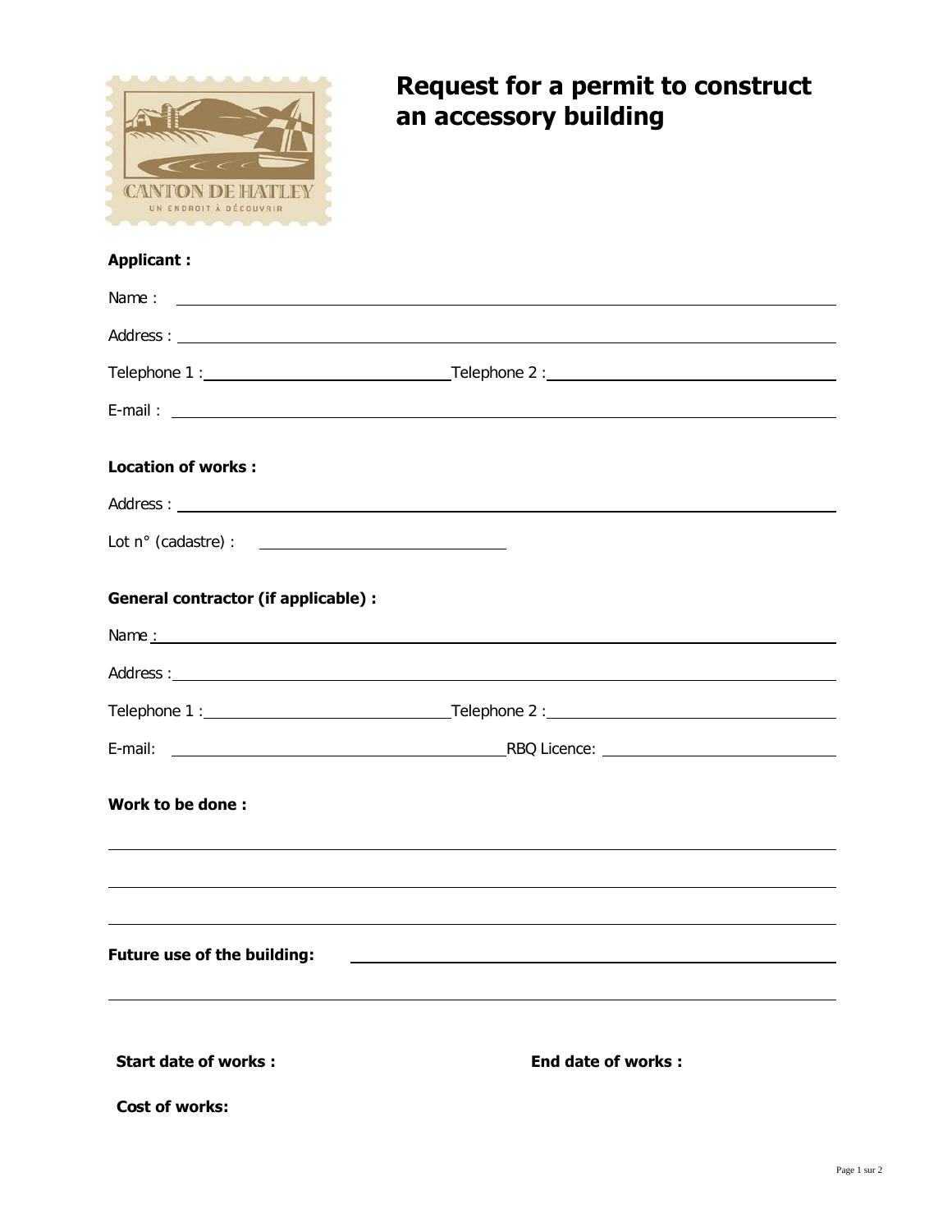# Request for a permit to construct an accessory building

**Applicant :**

Name : ____________________

Address : ____________________

Telephone 1 : ____________________ Telephone 2 : ____________________

E-mail : ____________________

**Location of works :**

Address : ____________________

Lot n° (cadastre) : ____________________

**General contractor (if applicable) :**

Name : ____________________

Address : ____________________

Telephone 1 : ____________________ Telephone 2 : ____________________

E-mail: ____________________ RBQ Licence: ____________________

**Work to be done :**

____________________

____________________

____________________

**Future use of the building:** ____________________

____________________

**Start date of works :** **End date of works :**

**Cost of works:**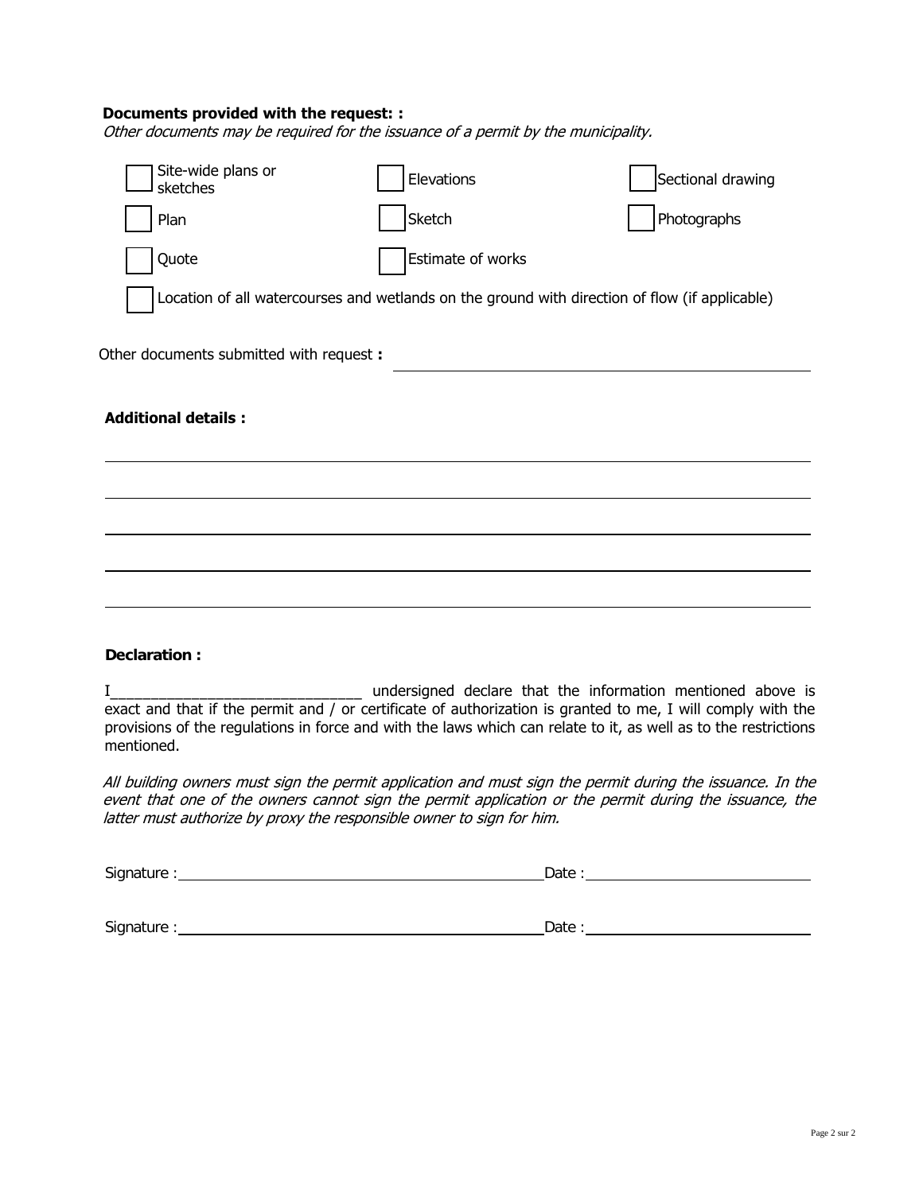**Documents provided with the request: :**

*Other documents may be required for the issuance of a permit by the municipality.*

- [ ] Site-wide plans or sketches
- [ ] Elevations
- [ ] Sectional drawing
- [ ] Plan
- [ ] Sketch
- [ ] Photographs
- [ ] Quote
- [ ] Estimate of works
- [ ] Location of all watercourses and wetlands on the ground with direction of flow (if applicable)

Other documents submitted with request **:** ______________________________

**Additional details :**

______________________________

______________________________

______________________________

______________________________

______________________________

**Declaration :**

I______________________________ undersigned declare that the information mentioned above is exact and that if the permit and / or certificate of authorization is granted to me, I will comply with the provisions of the regulations in force and with the laws which can relate to it, as well as to the restrictions mentioned.

*All building owners must sign the permit application and must sign the permit during the issuance. In the event that one of the owners cannot sign the permit application or the permit during the issuance, the latter must authorize by proxy the responsible owner to sign for him.*

Signature : ______________________________ Date : ______________________________

Signature : ______________________________ Date : ______________________________